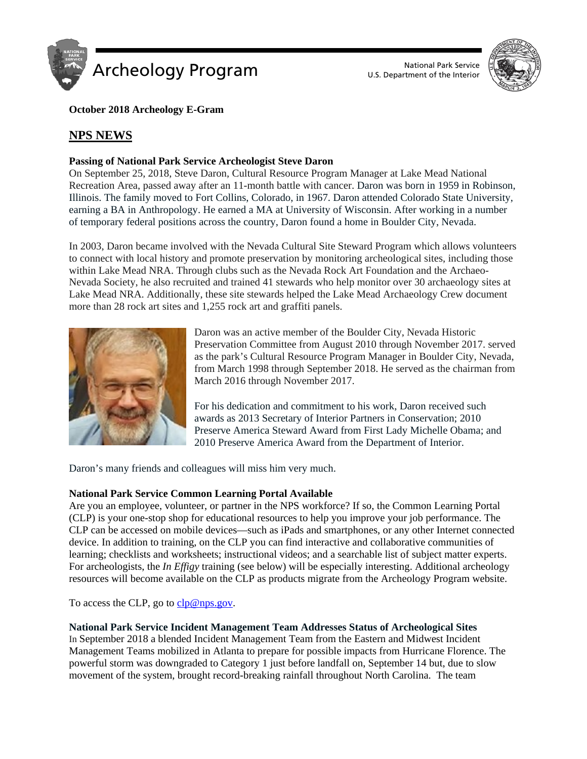Archeology Program

National Park Service
U.S. Department of the Interior

**October 2018 Archeology E-Gram**

## NPS NEWS

**Passing of National Park Service Archeologist Steve Daron**

On September 25, 2018, Steve Daron, Cultural Resource Program Manager at Lake Mead National Recreation Area, passed away after an 11-month battle with cancer. Daron was born in 1959 in Robinson, Illinois. The family moved to Fort Collins, Colorado, in 1967. Daron attended Colorado State University, earning a BA in Anthropology. He earned a MA at University of Wisconsin. After working in a number of temporary federal positions across the country, Daron found a home in Boulder City, Nevada.

In 2003, Daron became involved with the Nevada Cultural Site Steward Program which allows volunteers to connect with local history and promote preservation by monitoring archeological sites, including those within Lake Mead NRA. Through clubs such as the Nevada Rock Art Foundation and the Archaeo-Nevada Society, he also recruited and trained 41 stewards who help monitor over 30 archaeology sites at Lake Mead NRA. Additionally, these site stewards helped the Lake Mead Archaeology Crew document more than 28 rock art sites and 1,255 rock art and graffiti panels.

Daron was an active member of the Boulder City, Nevada Historic Preservation Committee from August 2010 through November 2017. served as the park's Cultural Resource Program Manager in Boulder City, Nevada, from March 1998 through September 2018. He served as the chairman from March 2016 through November 2017.

For his dedication and commitment to his work, Daron received such awards as 2013 Secretary of Interior Partners in Conservation; 2010 Preserve America Steward Award from First Lady Michelle Obama; and 2010 Preserve America Award from the Department of Interior.

Daron's many friends and colleagues will miss him very much.

**National Park Service Common Learning Portal Available**

Are you an employee, volunteer, or partner in the NPS workforce? If so, the Common Learning Portal (CLP) is your one-stop shop for educational resources to help you improve your job performance. The CLP can be accessed on mobile devices—such as iPads and smartphones, or any other Internet connected device. In addition to training, on the CLP you can find interactive and collaborative communities of learning; checklists and worksheets; instructional videos; and a searchable list of subject matter experts. For archeologists, the *In Effigy* training (see below) will be especially interesting. Additional archeology resources will become available on the CLP as products migrate from the Archeology Program website.

To access the CLP, go to clp@nps.gov.

**National Park Service Incident Management Team Addresses Status of Archeological Sites**

In September 2018 a blended Incident Management Team from the Eastern and Midwest Incident Management Teams mobilized in Atlanta to prepare for possible impacts from Hurricane Florence. The powerful storm was downgraded to Category 1 just before landfall on, September 14 but, due to slow movement of the system, brought record-breaking rainfall throughout North Carolina. The team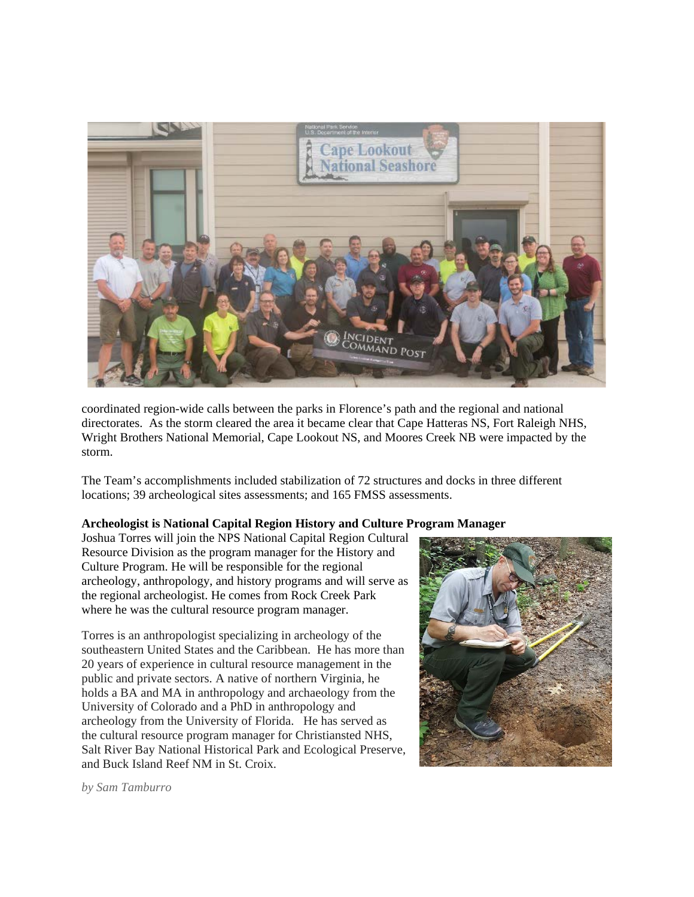coordinated region-wide calls between the parks in Florence's path and the regional and national directorates. As the storm cleared the area it became clear that Cape Hatteras NS, Fort Raleigh NHS, Wright Brothers National Memorial, Cape Lookout NS, and Moores Creek NB were impacted by the storm.

The Team's accomplishments included stabilization of 72 structures and docks in three different locations; 39 archeological sites assessments; and 165 FMSS assessments.

**Archeologist is National Capital Region History and Culture Program Manager**

Joshua Torres will join the NPS National Capital Region Cultural Resource Division as the program manager for the History and Culture Program. He will be responsible for the regional archeology, anthropology, and history programs and will serve as the regional archeologist. He comes from Rock Creek Park where he was the cultural resource program manager.

Torres is an anthropologist specializing in archeology of the southeastern United States and the Caribbean. He has more than 20 years of experience in cultural resource management in the public and private sectors. A native of northern Virginia, he holds a BA and MA in anthropology and archaeology from the University of Colorado and a PhD in anthropology and archeology from the University of Florida. He has served as the cultural resource program manager for Christiansted NHS, Salt River Bay National Historical Park and Ecological Preserve, and Buck Island Reef NM in St. Croix.

*by Sam Tamburro*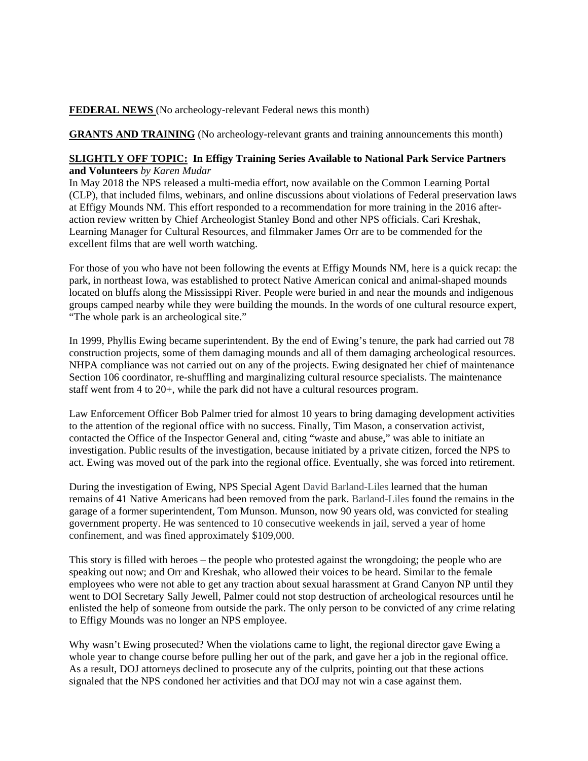**FEDERAL NEWS** (No archeology-relevant Federal news this month)

**GRANTS AND TRAINING** (No archeology-relevant grants and training announcements this month)

**SLIGHTLY OFF TOPIC: In Effigy Training Series Available to National Park Service Partners and Volunteers** *by Karen Mudar*

In May 2018 the NPS released a multi-media effort, now available on the Common Learning Portal (CLP), that included films, webinars, and online discussions about violations of Federal preservation laws at Effigy Mounds NM. This effort responded to a recommendation for more training in the 2016 after-action review written by Chief Archeologist Stanley Bond and other NPS officials. Cari Kreshak, Learning Manager for Cultural Resources, and filmmaker James Orr are to be commended for the excellent films that are well worth watching.

For those of you who have not been following the events at Effigy Mounds NM, here is a quick recap: the park, in northeast Iowa, was established to protect Native American conical and animal-shaped mounds located on bluffs along the Mississippi River. People were buried in and near the mounds and indigenous groups camped nearby while they were building the mounds. In the words of one cultural resource expert, "The whole park is an archeological site."

In 1999, Phyllis Ewing became superintendent. By the end of Ewing's tenure, the park had carried out 78 construction projects, some of them damaging mounds and all of them damaging archeological resources. NHPA compliance was not carried out on any of the projects. Ewing designated her chief of maintenance Section 106 coordinator, re-shuffling and marginalizing cultural resource specialists. The maintenance staff went from 4 to 20+, while the park did not have a cultural resources program.

Law Enforcement Officer Bob Palmer tried for almost 10 years to bring damaging development activities to the attention of the regional office with no success. Finally, Tim Mason, a conservation activist, contacted the Office of the Inspector General and, citing "waste and abuse," was able to initiate an investigation. Public results of the investigation, because initiated by a private citizen, forced the NPS to act. Ewing was moved out of the park into the regional office. Eventually, she was forced into retirement.

During the investigation of Ewing, NPS Special Agent David Barland-Liles learned that the human remains of 41 Native Americans had been removed from the park. Barland-Liles found the remains in the garage of a former superintendent, Tom Munson. Munson, now 90 years old, was convicted for stealing government property. He was sentenced to 10 consecutive weekends in jail, served a year of home confinement, and was fined approximately $109,000.

This story is filled with heroes – the people who protested against the wrongdoing; the people who are speaking out now; and Orr and Kreshak, who allowed their voices to be heard. Similar to the female employees who were not able to get any traction about sexual harassment at Grand Canyon NP until they went to DOI Secretary Sally Jewell, Palmer could not stop destruction of archeological resources until he enlisted the help of someone from outside the park. The only person to be convicted of any crime relating to Effigy Mounds was no longer an NPS employee.

Why wasn't Ewing prosecuted? When the violations came to light, the regional director gave Ewing a whole year to change course before pulling her out of the park, and gave her a job in the regional office. As a result, DOJ attorneys declined to prosecute any of the culprits, pointing out that these actions signaled that the NPS condoned her activities and that DOJ may not win a case against them.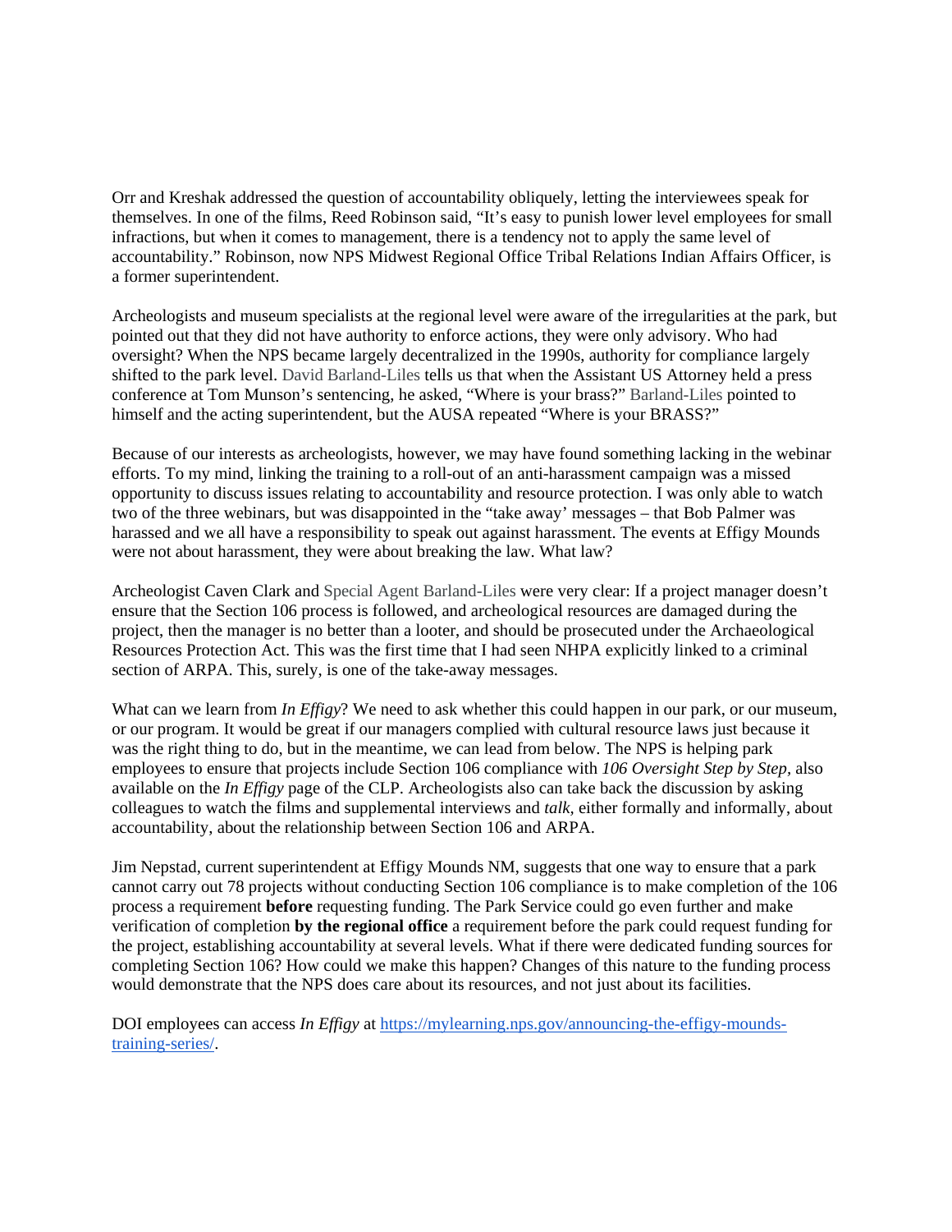Orr and Kreshak addressed the question of accountability obliquely, letting the interviewees speak for themselves. In one of the films, Reed Robinson said, "It's easy to punish lower level employees for small infractions, but when it comes to management, there is a tendency not to apply the same level of accountability." Robinson, now NPS Midwest Regional Office Tribal Relations Indian Affairs Officer, is a former superintendent.

Archeologists and museum specialists at the regional level were aware of the irregularities at the park, but pointed out that they did not have authority to enforce actions, they were only advisory. Who had oversight? When the NPS became largely decentralized in the 1990s, authority for compliance largely shifted to the park level. David Barland-Liles tells us that when the Assistant US Attorney held a press conference at Tom Munson's sentencing, he asked, "Where is your brass?" Barland-Liles pointed to himself and the acting superintendent, but the AUSA repeated "Where is your BRASS?"

Because of our interests as archeologists, however, we may have found something lacking in the webinar efforts. To my mind, linking the training to a roll-out of an anti-harassment campaign was a missed opportunity to discuss issues relating to accountability and resource protection. I was only able to watch two of the three webinars, but was disappointed in the "take away' messages – that Bob Palmer was harassed and we all have a responsibility to speak out against harassment. The events at Effigy Mounds were not about harassment, they were about breaking the law. What law?

Archeologist Caven Clark and Special Agent Barland-Liles were very clear: If a project manager doesn't ensure that the Section 106 process is followed, and archeological resources are damaged during the project, then the manager is no better than a looter, and should be prosecuted under the Archaeological Resources Protection Act. This was the first time that I had seen NHPA explicitly linked to a criminal section of ARPA. This, surely, is one of the take-away messages.

What can we learn from *In Effigy*? We need to ask whether this could happen in our park, or our museum, or our program. It would be great if our managers complied with cultural resource laws just because it was the right thing to do, but in the meantime, we can lead from below. The NPS is helping park employees to ensure that projects include Section 106 compliance with *106 Oversight Step by Step*, also available on the *In Effigy* page of the CLP. Archeologists also can take back the discussion by asking colleagues to watch the films and supplemental interviews and *talk*, either formally and informally, about accountability, about the relationship between Section 106 and ARPA.

Jim Nepstad, current superintendent at Effigy Mounds NM, suggests that one way to ensure that a park cannot carry out 78 projects without conducting Section 106 compliance is to make completion of the 106 process a requirement **before** requesting funding. The Park Service could go even further and make verification of completion **by the regional office** a requirement before the park could request funding for the project, establishing accountability at several levels. What if there were dedicated funding sources for completing Section 106? How could we make this happen? Changes of this nature to the funding process would demonstrate that the NPS does care about its resources, and not just about its facilities.

DOI employees can access *In Effigy* at [https://mylearning.nps.gov/announcing-the-effigy-mounds-training-series/](https://mylearning.nps.gov/announcing-the-effigy-mounds-training-series/).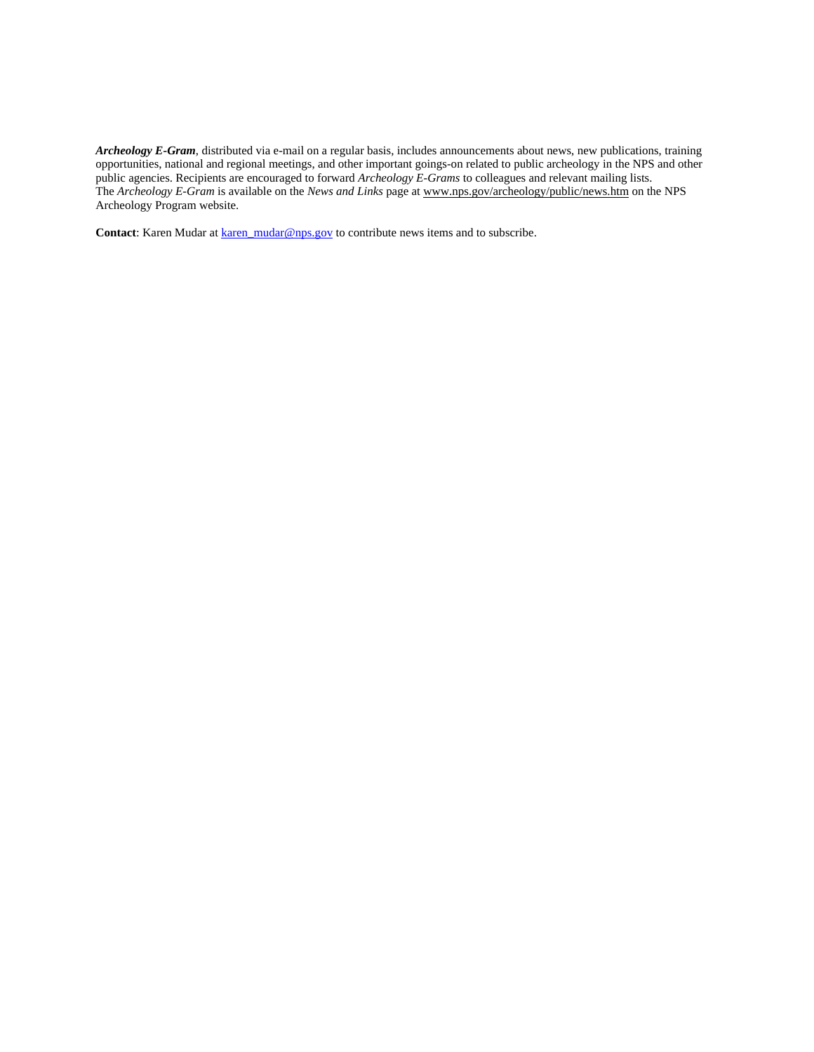***Archeology E-Gram***, distributed via e-mail on a regular basis, includes announcements about news, new publications, training opportunities, national and regional meetings, and other important goings-on related to public archeology in the NPS and other public agencies. Recipients are encouraged to forward *Archeology E-Grams* to colleagues and relevant mailing lists.
The *Archeology E-Gram* is available on the *News and Links* page at www.nps.gov/archeology/public/news.htm on the NPS Archeology Program website.

**Contact**: Karen Mudar at karen_mudar@nps.gov to contribute news items and to subscribe.